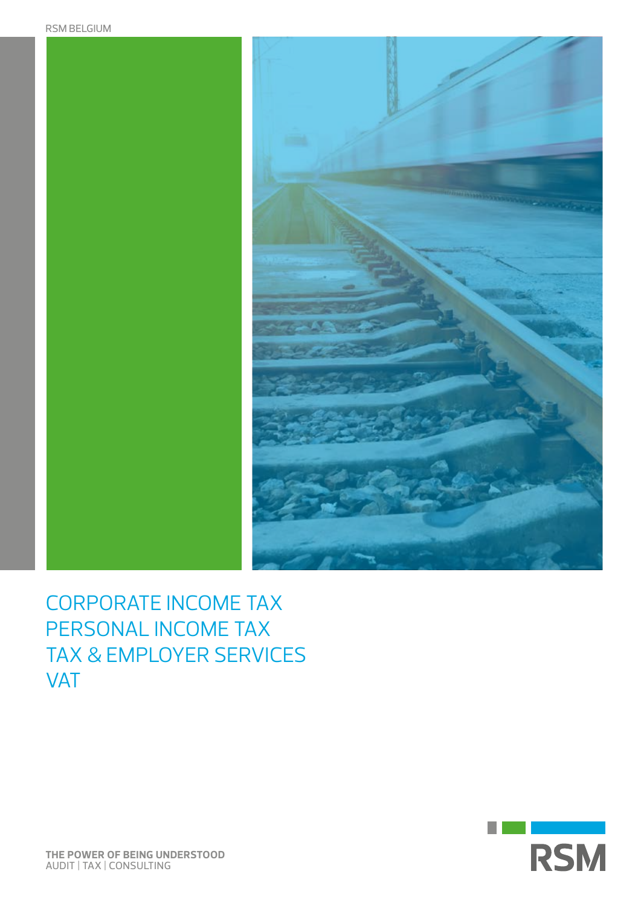RSM BELGIUM

# CORPORATE INCOME TAX
# PERSONAL INCOME TAX
# TAX & EMPLOYER SERVICES
# VAT

**THE POWER OF BEING UNDERSTOOD**
AUDIT | TAX | CONSULTING

RSM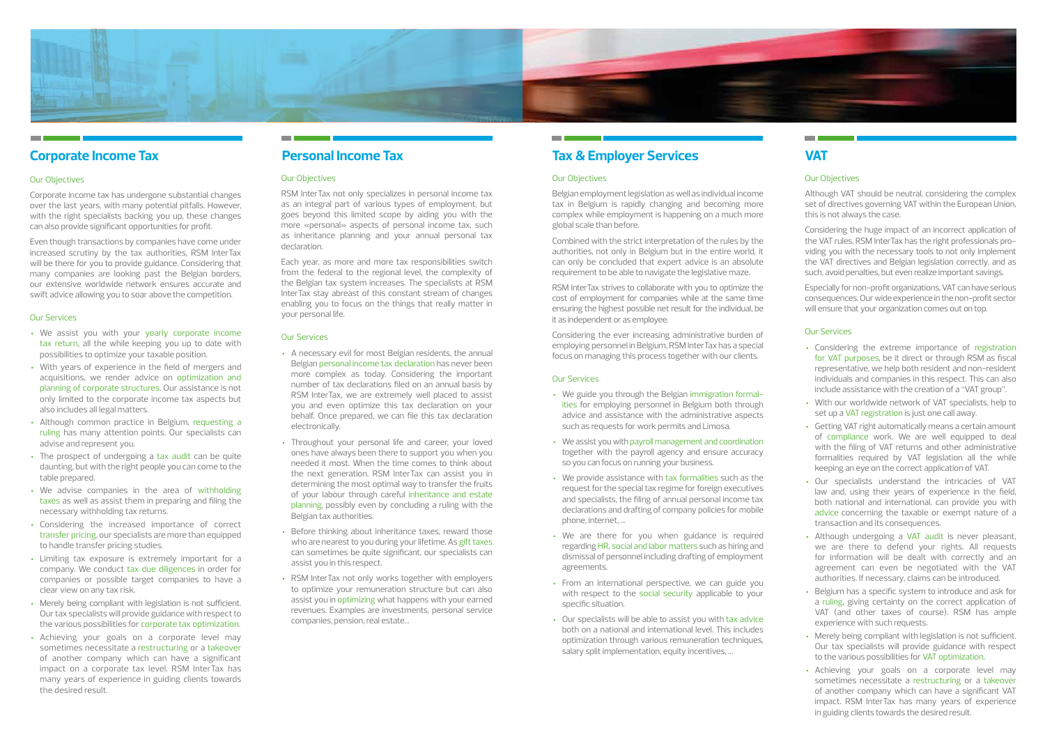## Corporate Income Tax

### Our Objectives

Corporate income tax has undergone substantial changes over the last years, with many potential pitfalls. However, with the right specialists backing you up, these changes can also provide significant opportunities for profit.

Even though transactions by companies have come under increased scrutiny by the tax authorities, RSM InterTax will be there for you to provide guidance. Considering that many companies are looking past the Belgian borders, our extensive worldwide network ensures accurate and swift advice allowing you to soar above the competition.

### Our Services

- We assist you with your yearly corporate income tax return, all the while keeping you up to date with possibilities to optimize your taxable position.
- With years of experience in the field of mergers and acquisitions, we render advice on optimization and planning of corporate structures. Our assistance is not only limited to the corporate income tax aspects but also includes all legal matters.
- Although common practice in Belgium, requesting a ruling has many attention points. Our specialists can advise and represent you.
- The prospect of undergoing a tax audit can be quite daunting, but with the right people you can come to the table prepared.
- We advise companies in the area of withholding taxes as well as assist them in preparing and filing the necessary withholding tax returns.
- Considering the increased importance of correct transfer pricing, our specialists are more than equipped to handle transfer pricing studies.
- Limiting tax exposure is extremely important for a company. We conduct tax due diligences in order for companies or possible target companies to have a clear view on any tax risk.
- Merely being compliant with legislation is not sufficient. Our tax specialists will provide guidance with respect to the various possibilities for corporate tax optimization.
- Achieving your goals on a corporate level may sometimes necessitate a restructuring or a takeover of another company which can have a significant impact on a corporate tax level. RSM InterTax has many years of experience in guiding clients towards the desired result.

## Personal Income Tax

### Our Objectives

RSM InterTax not only specializes in personal income tax as an integral part of various types of employment, but goes beyond this limited scope by aiding you with the more «personal» aspects of personal income tax, such as inheritance planning and your annual personal tax declaration.

Each year, as more and more tax responsibilities switch from the federal to the regional level, the complexity of the Belgian tax system increases. The specialists at RSM InterTax stay abreast of this constant stream of changes enabling you to focus on the things that really matter in your personal life.

### Our Services

- A necessary evil for most Belgian residents, the annual Belgian personal income tax declaration has never been more complex as today. Considering the important number of tax declarations filed on an annual basis by RSM InterTax, we are extremely well placed to assist you and even optimize this tax declaration on your behalf. Once prepared, we can file this tax declaration electronically.
- Throughout your personal life and career, your loved ones have always been there to support you when you needed it most. When the time comes to think about the next generation, RSM InterTax can assist you in determining the most optimal way to transfer the fruits of your labour through careful inheritance and estate planning, possibly even by concluding a ruling with the Belgian tax authorities.
- Before thinking about inheritance taxes, reward those who are nearest to you during your lifetime. As gift taxes can sometimes be quite significant, our specialists can assist you in this respect.
- RSM InterTax not only works together with employers to optimize your remuneration structure but can also assist you in optimizing what happens with your earned revenues. Examples are investments, personal service companies, pension, real estate...

## Tax & Employer Services

### Our Objectives

Belgian employment legislation as well as individual income tax in Belgium is rapidly changing and becoming more complex while employment is happening on a much more global scale than before.

Combined with the strict interpretation of the rules by the authorities, not only in Belgium but in the entire world, it can only be concluded that expert advice is an absolute requirement to be able to navigate the legislative maze.

RSM InterTax strives to collaborate with you to optimize the cost of employment for companies while at the same time ensuring the highest possible net result for the individual, be it as independent or as employee.

Considering the ever increasing administrative burden of employing personnel in Belgium, RSM InterTax has a special focus on managing this process together with our clients.

### Our Services

- We guide you through the Belgian immigration formalities for employing personnel in Belgium both through advice and assistance with the administrative aspects such as requests for work permits and Limosa.
- We assist you with payroll management and coordination together with the payroll agency and ensure accuracy so you can focus on running your business.
- We provide assistance with tax formalities such as the request for the special tax regime for foreign executives and specialists, the filing of annual personal income tax declarations and drafting of company policies for mobile phone, internet, ...
- We are there for you when guidance is required regarding HR, social and labor matters such as hiring and dismissal of personnel including drafting of employment agreements.
- From an international perspective, we can guide you with respect to the social security applicable to your specific situation.
- Our specialists will be able to assist you with tax advice both on a national and international level. This includes optimization through various remuneration techniques, salary split implementation, equity incentives, ...

## VAT

### Our Objectives

Although VAT should be neutral, considering the complex set of directives governing VAT within the European Union, this is not always the case.

Considering the huge impact of an incorrect application of the VAT rules, RSM InterTax has the right professionals providing you with the necessary tools to not only implement the VAT directives and Belgian legislation correctly, and as such, avoid penalties, but even realize important savings.

Especially for non-profit organizations, VAT can have serious consequences. Our wide experience in the non-profit sector will ensure that your organization comes out on top.

### Our Services

- Considering the extreme importance of registration for VAT purposes, be it direct or through RSM as fiscal representative, we help both resident and non-resident individuals and companies in this respect. This can also include assistance with the creation of a "VAT group".
- With our worldwide network of VAT specialists, help to set up a VAT registration is just one call away.
- Getting VAT right automatically means a certain amount of compliance work. We are well equipped to deal with the filing of VAT returns and other administrative formalities required by VAT legislation all the while keeping an eye on the correct application of VAT.
- Our specialists understand the intricacies of VAT law and, using their years of experience in the field, both national and international, can provide you with advice concerning the taxable or exempt nature of a transaction and its consequences.
- Although undergoing a VAT audit is never pleasant, we are there to defend your rights. All requests for information will be dealt with correctly and an agreement can even be negotiated with the VAT authorities. If necessary, claims can be introduced.
- Belgium has a specific system to introduce and ask for a ruling, giving certainty on the correct application of VAT (and other taxes of course). RSM has ample experience with such requests.
- Merely being compliant with legislation is not sufficient. Our tax specialists will provide guidance with respect to the various possibilities for VAT optimization.
- Achieving your goals on a corporate level may sometimes necessitate a restructuring or a takeover of another company which can have a significant VAT impact. RSM InterTax has many years of experience in guiding clients towards the desired result.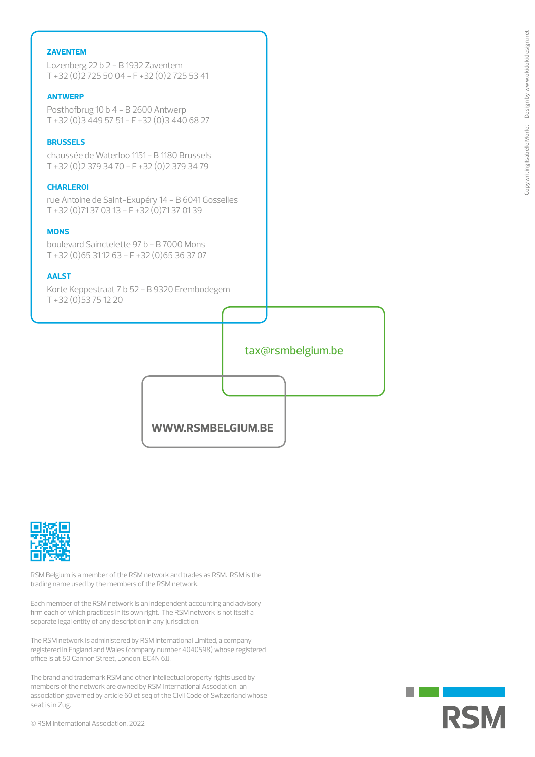**ZAVENTEM**

Lozenberg 22 b 2 - B 1932 Zaventem
T +32 (0)2 725 50 04 - F +32 (0)2 725 53 41

**ANTWERP**

Posthofbrug 10 b 4 - B 2600 Antwerp
T +32 (0)3 449 57 51 - F +32 (0)3 440 68 27

**BRUSSELS**

chaussée de Waterloo 1151 - B 1180 Brussels
T +32 (0)2 379 34 70 - F +32 (0)2 379 34 79

**CHARLEROI**

rue Antoine de Saint-Exupéry 14 - B 6041 Gosselies
T +32 (0)71 37 03 13 - F +32 (0)71 37 01 39

**MONS**

boulevard Sainctelette 97 b - B 7000 Mons
T +32 (0)65 31 12 63 - F +32 (0)65 36 37 07

**AALST**

Korte Keppestraat 7 b 52 - B 9320 Erembodegem
T +32 (0)53 75 12 20

tax@rsmbelgium.be

**WWW.RSMBELGIUM.BE**

Copywriting Isabelle Morlet – Design by www.okidokidesign.net

RSM Belgium is a member of the RSM network and trades as RSM. RSM is the trading name used by the members of the RSM network.

Each member of the RSM network is an independent accounting and advisory firm each of which practices in its own right. The RSM network is not itself a separate legal entity of any description in any jurisdiction.

The RSM network is administered by RSM International Limited, a company registered in England and Wales (company number 4040598) whose registered office is at 50 Cannon Street, London, EC4N 6JJ.

The brand and trademark RSM and other intellectual property rights used by members of the network are owned by RSM International Association, an association governed by article 60 et seq of the Civil Code of Switzerland whose seat is in Zug.

© RSM International Association, 2022

RSM